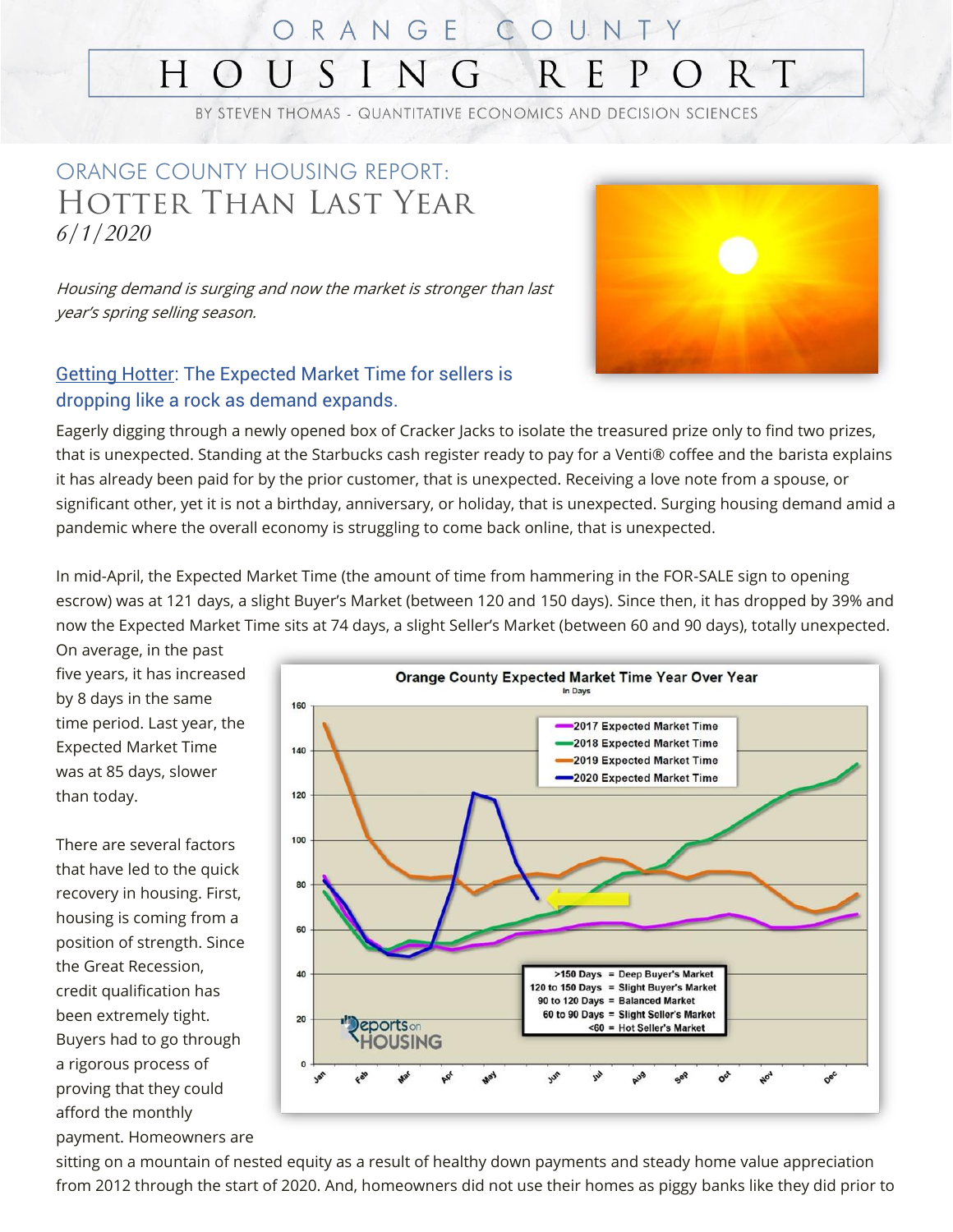# ORANGE COUNTY HOUSING REPORT

BY STEVEN THOMAS - QUANTITATIVE ECONOMICS AND DECISION SCIENCES

## ORANGE COUNTY HOUSING REPORT: HOTTER THAN LAST YEAR

*6/1/2020*

*Housing demand is surging and now the market is stronger than last year's spring selling season.*

### Getting Hotter: The Expected Market Time for sellers is dropping like a rock as demand expands.

Eagerly digging through a newly opened box of Cracker Jacks to isolate the treasured prize only to find two prizes, that is unexpected. Standing at the Starbucks cash register ready to pay for a Venti® coffee and the barista explains it has already been paid for by the prior customer, that is unexpected. Receiving a love note from a spouse, or significant other, yet it is not a birthday, anniversary, or holiday, that is unexpected. Surging housing demand amid a pandemic where the overall economy is struggling to come back online, that is unexpected.

In mid-April, the Expected Market Time (the amount of time from hammering in the FOR-SALE sign to opening escrow) was at 121 days, a slight Buyer's Market (between 120 and 150 days). Since then, it has dropped by 39% and now the Expected Market Time sits at 74 days, a slight Seller's Market (between 60 and 90 days), totally unexpected. On average, in the past five years, it has increased by 8 days in the same time period. Last year, the Expected Market Time was at 85 days, slower than today.

There are several factors that have led to the quick recovery in housing. First, housing is coming from a position of strength. Since the Great Recession, credit qualification has been extremely tight. Buyers had to go through a rigorous process of proving that they could afford the monthly payment. Homeowners are sitting on a mountain of nested equity as a result of healthy down payments and steady home value appreciation from 2012 through the start of 2020. And, homeowners did not use their homes as piggy banks like they did prior to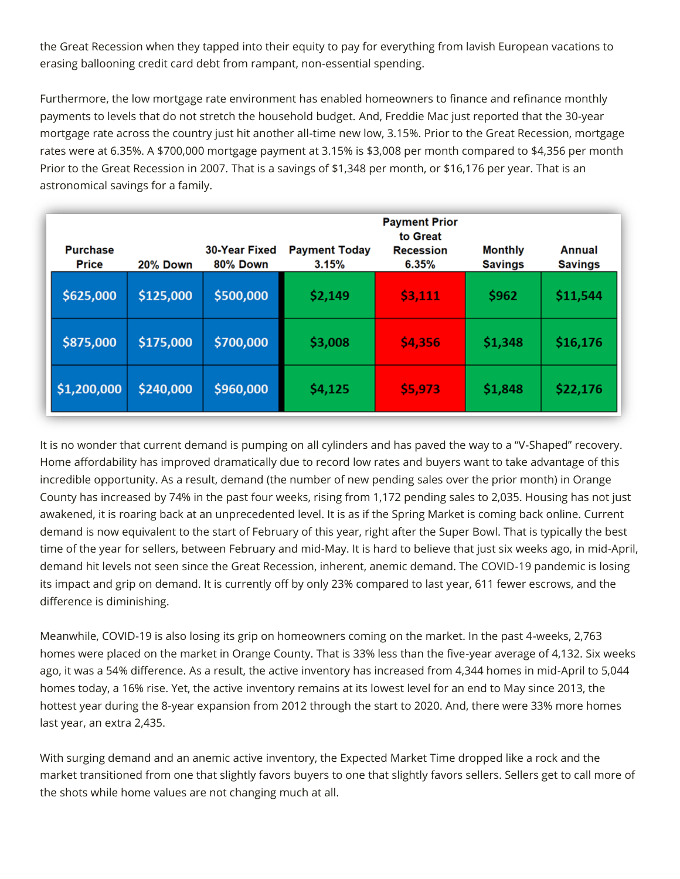the Great Recession when they tapped into their equity to pay for everything from lavish European vacations to erasing ballooning credit card debt from rampant, non-essential spending.

Furthermore, the low mortgage rate environment has enabled homeowners to finance and refinance monthly payments to levels that do not stretch the household budget. And, Freddie Mac just reported that the 30-year mortgage rate across the country just hit another all-time new low, 3.15%. Prior to the Great Recession, mortgage rates were at 6.35%. A $700,000 mortgage payment at 3.15% is $3,008 per month compared to $4,356 per month Prior to the Great Recession in 2007. That is a savings of $1,348 per month, or $16,176 per year. That is an astronomical savings for a family.

| Purchase Price | 20% Down | 30-Year Fixed 80% Down | Payment Today 3.15% | Payment Prior to Great Recession 6.35% | Monthly Savings | Annual Savings |
|---|---|---|---|---|---|---|
| $625,000 | $125,000 | $500,000 | $2,149 | $3,111 | $962 | $11,544 |
| $875,000 | $175,000 | $700,000 | $3,008 | $4,356 | $1,348 | $16,176 |
| $1,200,000 | $240,000 | $960,000 | $4,125 | $5,973 | $1,848 | $22,176 |

It is no wonder that current demand is pumping on all cylinders and has paved the way to a "V-Shaped" recovery. Home affordability has improved dramatically due to record low rates and buyers want to take advantage of this incredible opportunity. As a result, demand (the number of new pending sales over the prior month) in Orange County has increased by 74% in the past four weeks, rising from 1,172 pending sales to 2,035. Housing has not just awakened, it is roaring back at an unprecedented level. It is as if the Spring Market is coming back online. Current demand is now equivalent to the start of February of this year, right after the Super Bowl. That is typically the best time of the year for sellers, between February and mid-May. It is hard to believe that just six weeks ago, in mid-April, demand hit levels not seen since the Great Recession, inherent, anemic demand. The COVID-19 pandemic is losing its impact and grip on demand. It is currently off by only 23% compared to last year, 611 fewer escrows, and the difference is diminishing.

Meanwhile, COVID-19 is also losing its grip on homeowners coming on the market. In the past 4-weeks, 2,763 homes were placed on the market in Orange County. That is 33% less than the five-year average of 4,132. Six weeks ago, it was a 54% difference. As a result, the active inventory has increased from 4,344 homes in mid-April to 5,044 homes today, a 16% rise. Yet, the active inventory remains at its lowest level for an end to May since 2013, the hottest year during the 8-year expansion from 2012 through the start to 2020. And, there were 33% more homes last year, an extra 2,435.

With surging demand and an anemic active inventory, the Expected Market Time dropped like a rock and the market transitioned from one that slightly favors buyers to one that slightly favors sellers. Sellers get to call more of the shots while home values are not changing much at all.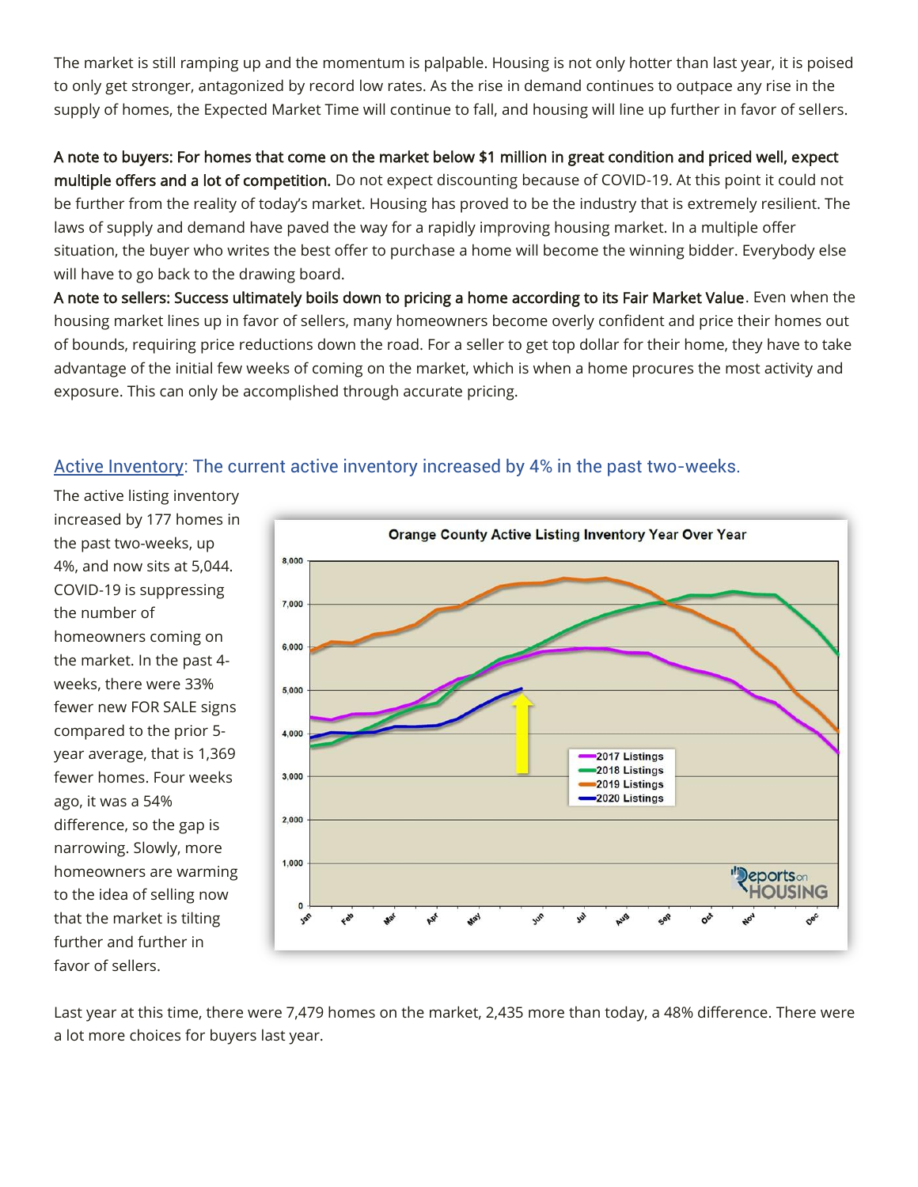The market is still ramping up and the momentum is palpable. Housing is not only hotter than last year, it is poised to only get stronger, antagonized by record low rates. As the rise in demand continues to outpace any rise in the supply of homes, the Expected Market Time will continue to fall, and housing will line up further in favor of sellers.

**A note to buyers: For homes that come on the market below $1 million in great condition and priced well, expect multiple offers and a lot of competition.** Do not expect discounting because of COVID-19. At this point it could not be further from the reality of today's market. Housing has proved to be the industry that is extremely resilient. The laws of supply and demand have paved the way for a rapidly improving housing market. In a multiple offer situation, the buyer who writes the best offer to purchase a home will become the winning bidder. Everybody else will have to go back to the drawing board.

**A note to sellers: Success ultimately boils down to pricing a home according to its Fair Market Value**. Even when the housing market lines up in favor of sellers, many homeowners become overly confident and price their homes out of bounds, requiring price reductions down the road. For a seller to get top dollar for their home, they have to take advantage of the initial few weeks of coming on the market, which is when a home procures the most activity and exposure. This can only be accomplished through accurate pricing.

## Active Inventory: The current active inventory increased by 4% in the past two-weeks.

The active listing inventory increased by 177 homes in the past two-weeks, up 4%, and now sits at 5,044. COVID-19 is suppressing the number of homeowners coming on the market. In the past 4-weeks, there were 33% fewer new FOR SALE signs compared to the prior 5-year average, that is 1,369 fewer homes. Four weeks ago, it was a 54% difference, so the gap is narrowing. Slowly, more homeowners are warming to the idea of selling now that the market is tilting further and further in favor of sellers.

Last year at this time, there were 7,479 homes on the market, 2,435 more than today, a 48% difference. There were a lot more choices for buyers last year.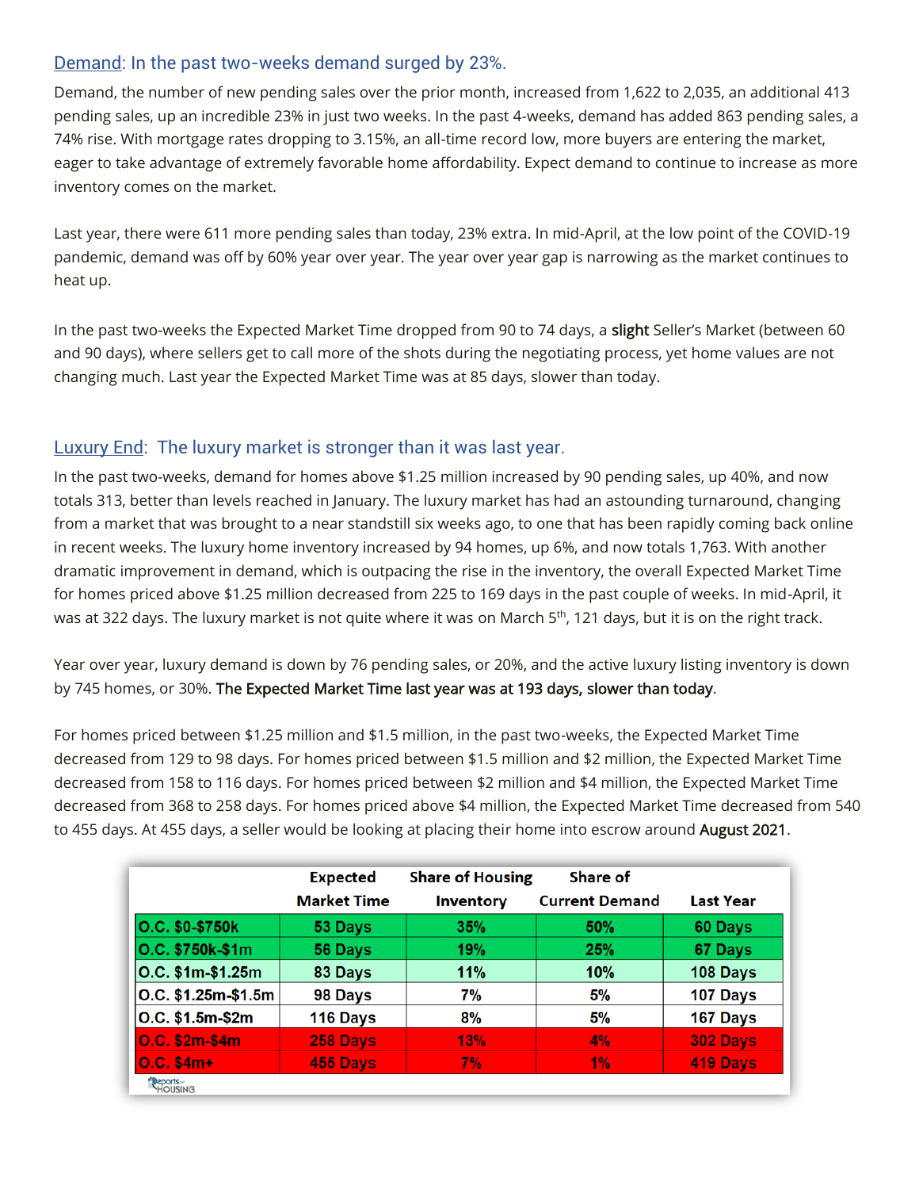## Demand: In the past two-weeks demand surged by 23%.

Demand, the number of new pending sales over the prior month, increased from 1,622 to 2,035, an additional 413 pending sales, up an incredible 23% in just two weeks. In the past 4-weeks, demand has added 863 pending sales, a 74% rise. With mortgage rates dropping to 3.15%, an all-time record low, more buyers are entering the market, eager to take advantage of extremely favorable home affordability. Expect demand to continue to increase as more inventory comes on the market.

Last year, there were 611 more pending sales than today, 23% extra. In mid-April, at the low point of the COVID-19 pandemic, demand was off by 60% year over year. The year over year gap is narrowing as the market continues to heat up.

In the past two-weeks the Expected Market Time dropped from 90 to 74 days, a **slight** Seller's Market (between 60 and 90 days), where sellers get to call more of the shots during the negotiating process, yet home values are not changing much. Last year the Expected Market Time was at 85 days, slower than today.

## Luxury End: The luxury market is stronger than it was last year.

In the past two-weeks, demand for homes above $1.25 million increased by 90 pending sales, up 40%, and now totals 313, better than levels reached in January. The luxury market has had an astounding turnaround, changing from a market that was brought to a near standstill six weeks ago, to one that has been rapidly coming back online in recent weeks. The luxury home inventory increased by 94 homes, up 6%, and now totals 1,763. With another dramatic improvement in demand, which is outpacing the rise in the inventory, the overall Expected Market Time for homes priced above $1.25 million decreased from 225 to 169 days in the past couple of weeks. In mid-April, it was at 322 days. The luxury market is not quite where it was on March 5th, 121 days, but it is on the right track.

Year over year, luxury demand is down by 76 pending sales, or 20%, and the active luxury listing inventory is down by 745 homes, or 30%. **The Expected Market Time last year was at 193 days, slower than today**.

For homes priced between $1.25 million and $1.5 million, in the past two-weeks, the Expected Market Time decreased from 129 to 98 days. For homes priced between $1.5 million and $2 million, the Expected Market Time decreased from 158 to 116 days. For homes priced between $2 million and $4 million, the Expected Market Time decreased from 368 to 258 days. For homes priced above $4 million, the Expected Market Time decreased from 540 to 455 days. At 455 days, a seller would be looking at placing their home into escrow around **August 2021**.

| | Expected Market Time | Share of Housing Inventory | Share of Current Demand | Last Year |
|---|---|---|---|---|
| O.C. $0-$750k | 53 Days | 35% | 50% | 60 Days |
| O.C. $750k-$1m | 56 Days | 19% | 25% | 67 Days |
| O.C. $1m-$1.25m | 83 Days | 11% | 10% | 108 Days |
| O.C. $1.25m-$1.5m | 98 Days | 7% | 5% | 107 Days |
| O.C. $1.5m-$2m | 116 Days | 8% | 5% | 167 Days |
| O.C. $2m-$4m | 258 Days | 13% | 4% | 302 Days |
| O.C. $4m+ | 455 Days | 7% | 1% | 419 Days |

Reports on Housing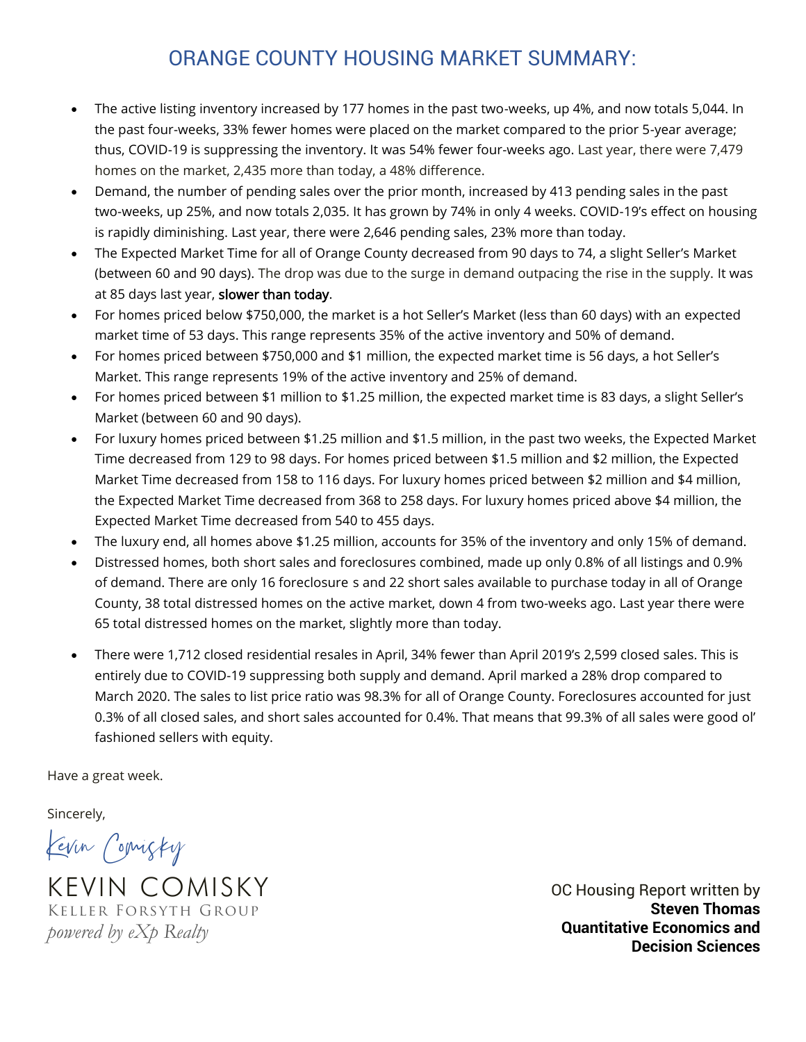# ORANGE COUNTY HOUSING MARKET SUMMARY:

- The active listing inventory increased by 177 homes in the past two-weeks, up 4%, and now totals 5,044. In the past four-weeks, 33% fewer homes were placed on the market compared to the prior 5-year average; thus, COVID-19 is suppressing the inventory. It was 54% fewer four-weeks ago. Last year, there were 7,479 homes on the market, 2,435 more than today, a 48% difference.
- Demand, the number of pending sales over the prior month, increased by 413 pending sales in the past two-weeks, up 25%, and now totals 2,035. It has grown by 74% in only 4 weeks. COVID-19's effect on housing is rapidly diminishing. Last year, there were 2,646 pending sales, 23% more than today.
- The Expected Market Time for all of Orange County decreased from 90 days to 74, a slight Seller's Market (between 60 and 90 days). The drop was due to the surge in demand outpacing the rise in the supply. It was at 85 days last year, slower than today.
- For homes priced below $750,000, the market is a hot Seller's Market (less than 60 days) with an expected market time of 53 days. This range represents 35% of the active inventory and 50% of demand.
- For homes priced between $750,000 and $1 million, the expected market time is 56 days, a hot Seller's Market. This range represents 19% of the active inventory and 25% of demand.
- For homes priced between $1 million to $1.25 million, the expected market time is 83 days, a slight Seller's Market (between 60 and 90 days).
- For luxury homes priced between $1.25 million and $1.5 million, in the past two weeks, the Expected Market Time decreased from 129 to 98 days. For homes priced between $1.5 million and $2 million, the Expected Market Time decreased from 158 to 116 days. For luxury homes priced between $2 million and $4 million, the Expected Market Time decreased from 368 to 258 days. For luxury homes priced above $4 million, the Expected Market Time decreased from 540 to 455 days.
- The luxury end, all homes above $1.25 million, accounts for 35% of the inventory and only 15% of demand.
- Distressed homes, both short sales and foreclosures combined, made up only 0.8% of all listings and 0.9% of demand. There are only 16 foreclosure s and 22 short sales available to purchase today in all of Orange County, 38 total distressed homes on the active market, down 4 from two-weeks ago. Last year there were 65 total distressed homes on the market, slightly more than today.
- There were 1,712 closed residential resales in April, 34% fewer than April 2019's 2,599 closed sales. This is entirely due to COVID-19 suppressing both supply and demand. April marked a 28% drop compared to March 2020. The sales to list price ratio was 98.3% for all of Orange County. Foreclosures accounted for just 0.3% of all closed sales, and short sales accounted for 0.4%. That means that 99.3% of all sales were good ol' fashioned sellers with equity.

Have a great week.

Sincerely,

*Kevin Comisky*

KEVIN COMISKY
KELLER FORSYTH GROUP
*powered by eXp Realty*

OC Housing Report written by
**Steven Thomas**
**Quantitative Economics and Decision Sciences**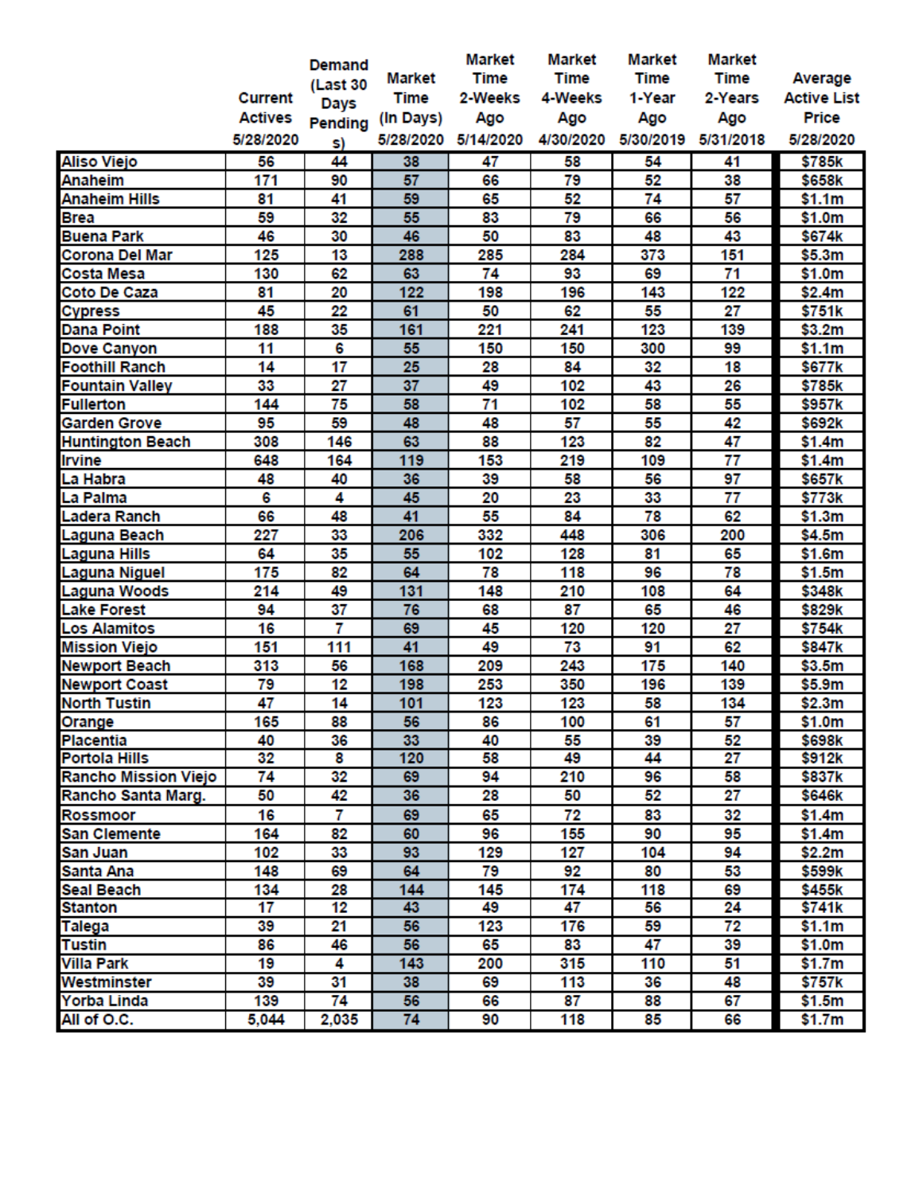| | Current Actives 5/28/2020 | Demand (Last 30 Days Pendings) | Market Time (In Days) 5/28/2020 | Market Time 2-Weeks Ago 5/14/2020 | Market Time 4-Weeks Ago 4/30/2020 | Market Time 1-Year Ago 5/30/2019 | Market Time 2-Years Ago 5/31/2018 | Average Active List Price 5/28/2020 |
|---|---|---|---|---|---|---|---|---|
| Aliso Viejo | 56 | 44 | 38 | 47 | 58 | 54 | 41 | $785k |
| Anaheim | 171 | 90 | 57 | 66 | 79 | 52 | 38 | $658k |
| Anaheim Hills | 81 | 41 | 59 | 65 | 52 | 74 | 57 | $1.1m |
| Brea | 59 | 32 | 55 | 83 | 79 | 66 | 56 | $1.0m |
| Buena Park | 46 | 30 | 46 | 50 | 83 | 48 | 43 | $674k |
| Corona Del Mar | 125 | 13 | 288 | 285 | 284 | 373 | 151 | $5.3m |
| Costa Mesa | 130 | 62 | 63 | 74 | 93 | 69 | 71 | $1.0m |
| Coto De Caza | 81 | 20 | 122 | 198 | 196 | 143 | 122 | $2.4m |
| Cypress | 45 | 22 | 61 | 50 | 62 | 55 | 27 | $751k |
| Dana Point | 188 | 35 | 161 | 221 | 241 | 123 | 139 | $3.2m |
| Dove Canyon | 11 | 6 | 55 | 150 | 150 | 300 | 99 | $1.1m |
| Foothill Ranch | 14 | 17 | 25 | 28 | 84 | 32 | 18 | $677k |
| Fountain Valley | 33 | 27 | 37 | 49 | 102 | 43 | 26 | $785k |
| Fullerton | 144 | 75 | 58 | 71 | 102 | 58 | 55 | $957k |
| Garden Grove | 95 | 59 | 48 | 48 | 57 | 55 | 42 | $692k |
| Huntington Beach | 308 | 146 | 63 | 88 | 123 | 82 | 47 | $1.4m |
| Irvine | 648 | 164 | 119 | 153 | 219 | 109 | 77 | $1.4m |
| La Habra | 48 | 40 | 36 | 39 | 58 | 56 | 97 | $657k |
| La Palma | 6 | 4 | 45 | 20 | 23 | 33 | 77 | $773k |
| Ladera Ranch | 66 | 48 | 41 | 55 | 84 | 78 | 62 | $1.3m |
| Laguna Beach | 227 | 33 | 206 | 332 | 448 | 306 | 200 | $4.5m |
| Laguna Hills | 64 | 35 | 55 | 102 | 128 | 81 | 65 | $1.6m |
| Laguna Niguel | 175 | 82 | 64 | 78 | 118 | 96 | 78 | $1.5m |
| Laguna Woods | 214 | 49 | 131 | 148 | 210 | 108 | 64 | $348k |
| Lake Forest | 94 | 37 | 76 | 68 | 87 | 65 | 46 | $829k |
| Los Alamitos | 16 | 7 | 69 | 45 | 120 | 120 | 27 | $754k |
| Mission Viejo | 151 | 111 | 41 | 49 | 73 | 91 | 62 | $847k |
| Newport Beach | 313 | 56 | 168 | 209 | 243 | 175 | 140 | $3.5m |
| Newport Coast | 79 | 12 | 198 | 253 | 350 | 196 | 139 | $5.9m |
| North Tustin | 47 | 14 | 101 | 123 | 123 | 58 | 134 | $2.3m |
| Orange | 165 | 88 | 56 | 86 | 100 | 61 | 57 | $1.0m |
| Placentia | 40 | 36 | 33 | 40 | 55 | 39 | 52 | $698k |
| Portola Hills | 32 | 8 | 120 | 58 | 49 | 44 | 27 | $912k |
| Rancho Mission Viejo | 74 | 32 | 69 | 94 | 210 | 96 | 58 | $837k |
| Rancho Santa Marg. | 50 | 42 | 36 | 28 | 50 | 52 | 27 | $646k |
| Rossmoor | 16 | 7 | 69 | 65 | 72 | 83 | 32 | $1.4m |
| San Clemente | 164 | 82 | 60 | 96 | 155 | 90 | 95 | $1.4m |
| San Juan | 102 | 33 | 93 | 129 | 127 | 104 | 94 | $2.2m |
| Santa Ana | 148 | 69 | 64 | 79 | 92 | 80 | 53 | $599k |
| Seal Beach | 134 | 28 | 144 | 145 | 174 | 118 | 69 | $455k |
| Stanton | 17 | 12 | 43 | 49 | 47 | 56 | 24 | $741k |
| Talega | 39 | 21 | 56 | 123 | 176 | 59 | 72 | $1.1m |
| Tustin | 86 | 46 | 56 | 65 | 83 | 47 | 39 | $1.0m |
| Villa Park | 19 | 4 | 143 | 200 | 315 | 110 | 51 | $1.7m |
| Westminster | 39 | 31 | 38 | 69 | 113 | 36 | 48 | $757k |
| Yorba Linda | 139 | 74 | 56 | 66 | 87 | 88 | 67 | $1.5m |
| All of O.C. | 5,044 | 2,035 | 74 | 90 | 118 | 85 | 66 | $1.7m |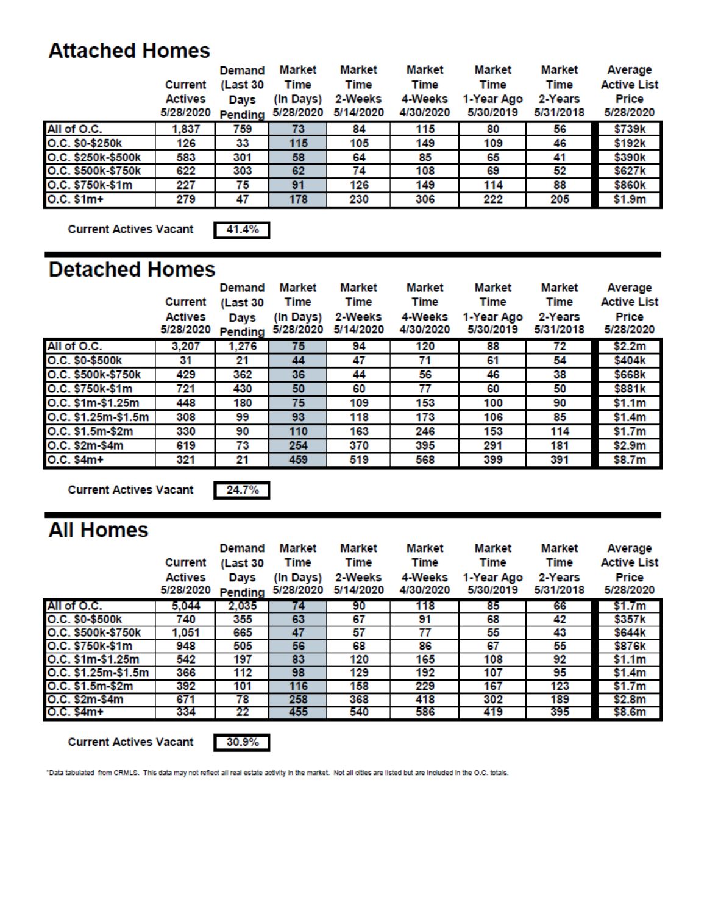## Attached Homes

| | Current Actives 5/28/2020 | Demand (Last 30 Days Pending | Market Time (In Days) 5/28/2020 | Market Time 2-Weeks 5/14/2020 | Market Time 4-Weeks 4/30/2020 | Market Time 1-Year Ago 5/30/2019 | Market Time 2-Years 5/31/2018 | Average Active List Price 5/28/2020 |
|---|---|---|---|---|---|---|---|---|
| All of O.C. | 1,837 | 759 | 73 | 84 | 115 | 80 | 56 | $739k |
| O.C. $0-$250k | 126 | 33 | 115 | 105 | 149 | 109 | 46 | $192k |
| O.C. $250k-$500k | 583 | 301 | 58 | 64 | 85 | 65 | 41 | $390k |
| O.C. $500k-$750k | 622 | 303 | 62 | 74 | 108 | 69 | 52 | $627k |
| O.C. $750k-$1m | 227 | 75 | 91 | 126 | 149 | 114 | 88 | $860k |
| O.C. $1m+ | 279 | 47 | 178 | 230 | 306 | 222 | 205 | $1.9m |

**Current Actives Vacant** 41.4%

## Detached Homes

| | Current Actives 5/28/2020 | Demand (Last 30 Days Pending | Market Time (In Days) 5/28/2020 | Market Time 2-Weeks 5/14/2020 | Market Time 4-Weeks 4/30/2020 | Market Time 1-Year Ago 5/30/2019 | Market Time 2-Years 5/31/2018 | Average Active List Price 5/28/2020 |
|---|---|---|---|---|---|---|---|---|
| All of O.C. | 3,207 | 1,276 | 75 | 94 | 120 | 88 | 72 | $2.2m |
| O.C. $0-$500k | 31 | 21 | 44 | 47 | 71 | 61 | 54 | $404k |
| O.C. $500k-$750k | 429 | 362 | 36 | 44 | 56 | 46 | 38 | $668k |
| O.C. $750k-$1m | 721 | 430 | 50 | 60 | 77 | 60 | 50 | $881k |
| O.C. $1m-$1.25m | 448 | 180 | 75 | 109 | 153 | 100 | 90 | $1.1m |
| O.C. $1.25m-$1.5m | 308 | 99 | 93 | 118 | 173 | 106 | 85 | $1.4m |
| O.C. $1.5m-$2m | 330 | 90 | 110 | 163 | 246 | 153 | 114 | $1.7m |
| O.C. $2m-$4m | 619 | 73 | 254 | 370 | 395 | 291 | 181 | $2.9m |
| O.C. $4m+ | 321 | 21 | 459 | 519 | 568 | 399 | 391 | $8.7m |

**Current Actives Vacant** 24.7%

## All Homes

| | Current Actives 5/28/2020 | Demand (Last 30 Days Pending | Market Time (In Days) 5/28/2020 | Market Time 2-Weeks 5/14/2020 | Market Time 4-Weeks 4/30/2020 | Market Time 1-Year Ago 5/30/2019 | Market Time 2-Years 5/31/2018 | Average Active List Price 5/28/2020 |
|---|---|---|---|---|---|---|---|---|
| All of O.C. | 5,044 | 2,035 | 74 | 90 | 118 | 85 | 66 | $1.7m |
| O.C. $0-$500k | 740 | 355 | 63 | 67 | 91 | 68 | 42 | $357k |
| O.C. $500k-$750k | 1,051 | 665 | 47 | 57 | 77 | 55 | 43 | $644k |
| O.C. $750k-$1m | 948 | 505 | 56 | 68 | 86 | 67 | 55 | $876k |
| O.C. $1m-$1.25m | 542 | 197 | 83 | 120 | 165 | 108 | 92 | $1.1m |
| O.C. $1.25m-$1.5m | 366 | 112 | 98 | 129 | 192 | 107 | 95 | $1.4m |
| O.C. $1.5m-$2m | 392 | 101 | 116 | 158 | 229 | 167 | 123 | $1.7m |
| O.C. $2m-$4m | 671 | 78 | 258 | 368 | 418 | 302 | 189 | $2.8m |
| O.C. $4m+ | 334 | 22 | 455 | 540 | 586 | 419 | 395 | $8.6m |

**Current Actives Vacant** 30.9%

*Data tabulated from CRMLS. This data may not reflect all real estate activity in the market. Not all cities are listed but are included in the O.C. totals.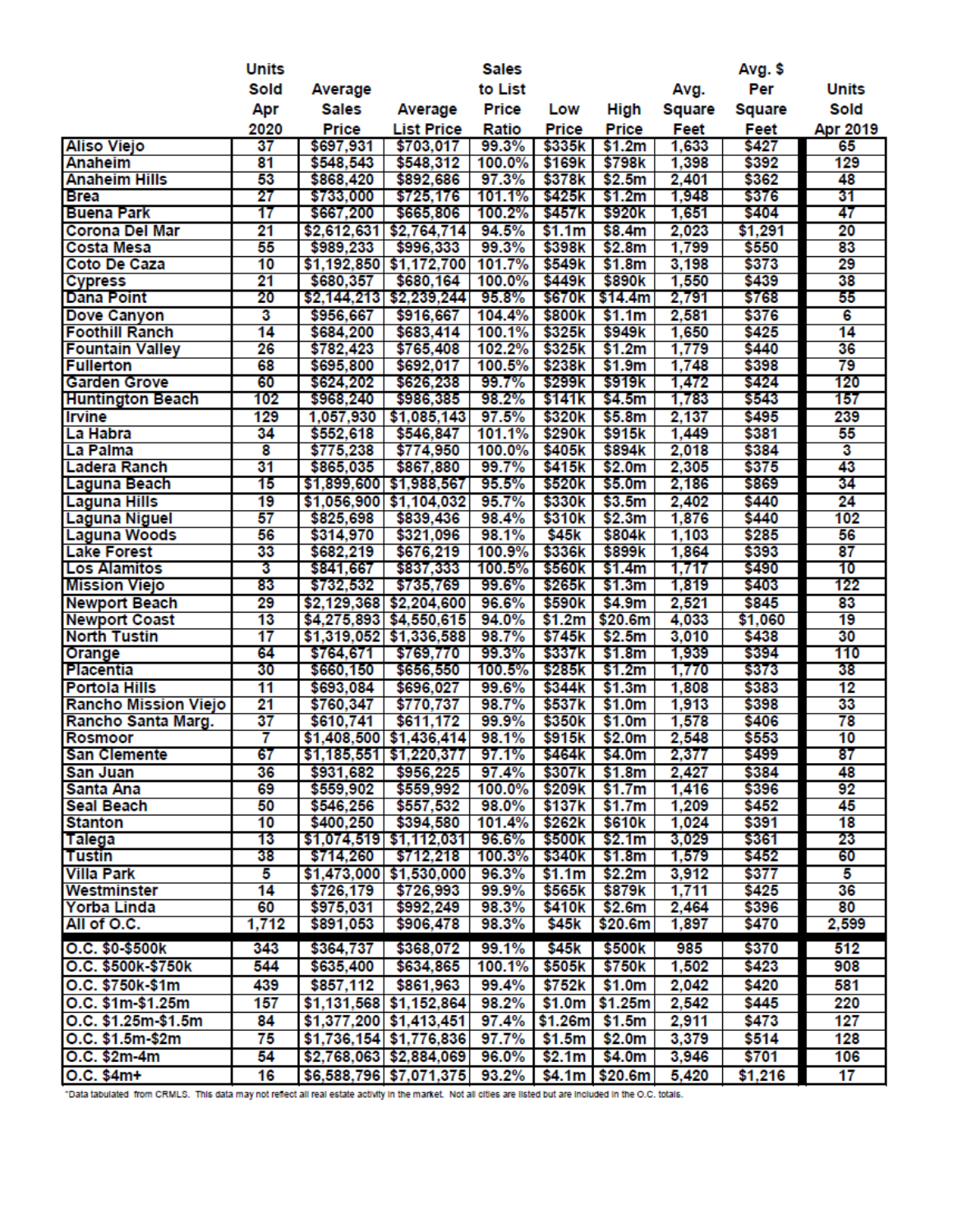| | Units Sold Apr 2020 | Average Sales Price | Average List Price | Sales to List Price Ratio | Low Price | High Price | Avg. Square Feet | Avg. $ Per Square Feet | Units Sold Apr 2019 |
|---|---|---|---|---|---|---|---|---|---|
| Aliso Viejo | 37 | $697,931 | $703,017 | 99.3% | $335k | $1.2m | 1,633 | $427 | 65 |
| Anaheim | 81 | $548,543 | $548,312 | 100.0% | $169k | $798k | 1,398 | $392 | 129 |
| Anaheim Hills | 53 | $868,420 | $892,686 | 97.3% | $378k | $2.5m | 2,401 | $362 | 48 |
| Brea | 27 | $733,000 | $725,176 | 101.1% | $425k | $1.2m | 1,948 | $376 | 31 |
| Buena Park | 17 | $667,200 | $665,806 | 100.2% | $457k | $920k | 1,651 | $404 | 47 |
| Corona Del Mar | 21 | $2,612,631 | $2,764,714 | 94.5% | $1.1m | $8.4m | 2,023 | $1,291 | 20 |
| Costa Mesa | 55 | $989,233 | $996,333 | 99.3% | $398k | $2.8m | 1,799 | $550 | 83 |
| Coto De Caza | 10 | $1,192,850 | $1,172,700 | 101.7% | $549k | $1.8m | 3,198 | $373 | 29 |
| Cypress | 21 | $680,357 | $680,164 | 100.0% | $449k | $890k | 1,550 | $439 | 38 |
| Dana Point | 20 | $2,144,213 | $2,239,244 | 95.8% | $670k | $14.4m | 2,791 | $768 | 55 |
| Dove Canyon | 3 | $956,667 | $916,667 | 104.4% | $800k | $1.1m | 2,581 | $376 | 6 |
| Foothill Ranch | 14 | $684,200 | $683,414 | 100.1% | $325k | $949k | 1,650 | $425 | 14 |
| Fountain Valley | 26 | $782,423 | $765,408 | 102.2% | $325k | $1.2m | 1,779 | $440 | 36 |
| Fullerton | 68 | $695,800 | $692,017 | 100.5% | $238k | $1.9m | 1,748 | $398 | 79 |
| Garden Grove | 60 | $624,202 | $626,238 | 99.7% | $299k | $919k | 1,472 | $424 | 120 |
| Huntington Beach | 102 | $968,240 | $986,385 | 98.2% | $141k | $4.5m | 1,783 | $543 | 157 |
| Irvine | 129 | 1,057,930 | $1,085,143 | 97.5% | $320k | $5.8m | 2,137 | $495 | 239 |
| La Habra | 34 | $552,618 | $546,847 | 101.1% | $290k | $915k | 1,449 | $381 | 55 |
| La Palma | 8 | $775,238 | $774,950 | 100.0% | $405k | $894k | 2,018 | $384 | 3 |
| Ladera Ranch | 31 | $865,035 | $867,880 | 99.7% | $415k | $2.0m | 2,305 | $375 | 43 |
| Laguna Beach | 15 | $1,899,600 | $1,988,567 | 95.5% | $520k | $5.0m | 2,186 | $869 | 34 |
| Laguna Hills | 19 | $1,056,900 | $1,104,032 | 95.7% | $330k | $3.5m | 2,402 | $440 | 24 |
| Laguna Niguel | 57 | $825,698 | $839,436 | 98.4% | $310k | $2.3m | 1,876 | $440 | 102 |
| Laguna Woods | 56 | $314,970 | $321,096 | 98.1% | $45k | $804k | 1,103 | $285 | 56 |
| Lake Forest | 33 | $682,219 | $676,219 | 100.9% | $336k | $899k | 1,864 | $393 | 87 |
| Los Alamitos | 3 | $841,667 | $837,333 | 100.5% | $560k | $1.4m | 1,717 | $490 | 10 |
| Mission Viejo | 83 | $732,532 | $735,769 | 99.6% | $265k | $1.3m | 1,819 | $403 | 122 |
| Newport Beach | 29 | $2,129,368 | $2,204,600 | 96.6% | $590k | $4.9m | 2,521 | $845 | 83 |
| Newport Coast | 13 | $4,275,893 | $4,550,615 | 94.0% | $1.2m | $20.6m | 4,033 | $1,060 | 19 |
| North Tustin | 17 | $1,319,052 | $1,336,588 | 98.7% | $745k | $2.5m | 3,010 | $438 | 30 |
| Orange | 64 | $764,671 | $769,770 | 99.3% | $337k | $1.8m | 1,939 | $394 | 110 |
| Placentia | 30 | $660,150 | $656,550 | 100.5% | $285k | $1.2m | 1,770 | $373 | 38 |
| Portola Hills | 11 | $693,084 | $696,027 | 99.6% | $344k | $1.3m | 1,808 | $383 | 12 |
| Rancho Mission Viejo | 21 | $760,347 | $770,737 | 98.7% | $537k | $1.0m | 1,913 | $398 | 33 |
| Rancho Santa Marg. | 37 | $610,741 | $611,172 | 99.9% | $350k | $1.0m | 1,578 | $406 | 78 |
| Rosmoor | 7 | $1,408,500 | $1,436,414 | 98.1% | $915k | $2.0m | 2,548 | $553 | 10 |
| San Clemente | 67 | $1,185,551 | $1,220,377 | 97.1% | $464k | $4.0m | 2,377 | $499 | 87 |
| San Juan | 36 | $931,682 | $956,225 | 97.4% | $307k | $1.8m | 2,427 | $384 | 48 |
| Santa Ana | 69 | $559,902 | $559,992 | 100.0% | $209k | $1.7m | 1,416 | $396 | 92 |
| Seal Beach | 50 | $546,256 | $557,532 | 98.0% | $137k | $1.7m | 1,209 | $452 | 45 |
| Stanton | 10 | $400,250 | $394,580 | 101.4% | $262k | $610k | 1,024 | $391 | 18 |
| Talega | 13 | $1,074,519 | $1,112,031 | 96.6% | $500k | $2.1m | 3,029 | $361 | 23 |
| Tustin | 38 | $714,260 | $712,218 | 100.3% | $340k | $1.8m | 1,579 | $452 | 60 |
| Villa Park | 5 | $1,473,000 | $1,530,000 | 96.3% | $1.1m | $2.2m | 3,912 | $377 | 5 |
| Westminster | 14 | $726,179 | $726,993 | 99.9% | $565k | $879k | 1,711 | $425 | 36 |
| Yorba Linda | 60 | $975,031 | $992,249 | 98.3% | $410k | $2.6m | 2,464 | $396 | 80 |
| All of O.C. | 1,712 | $891,053 | $906,478 | 98.3% | $45k | $20.6m | 1,897 | $470 | 2,599 |
| O.C. $0-$500k | 343 | $364,737 | $368,072 | 99.1% | $45k | $500k | 985 | $370 | 512 |
| O.C. $500k-$750k | 544 | $635,400 | $634,865 | 100.1% | $505k | $750k | 1,502 | $423 | 908 |
| O.C. $750k-$1m | 439 | $857,112 | $861,963 | 99.4% | $752k | $1.0m | 2,042 | $420 | 581 |
| O.C. $1m-$1.25m | 157 | $1,131,568 | $1,152,864 | 98.2% | $1.0m | $1.25m | 2,542 | $445 | 220 |
| O.C. $1.25m-$1.5m | 84 | $1,377,200 | $1,413,451 | 97.4% | $1.26m | $1.5m | 2,911 | $473 | 127 |
| O.C. $1.5m-$2m | 75 | $1,736,154 | $1,776,836 | 97.7% | $1.5m | $2.0m | 3,379 | $514 | 128 |
| O.C. $2m-4m | 54 | $2,768,063 | $2,884,069 | 96.0% | $2.1m | $4.0m | 3,946 | $701 | 106 |
| O.C. $4m+ | 16 | $6,588,796 | $7,071,375 | 93.2% | $4.1m | $20.6m | 5,420 | $1,216 | 17 |

*Data tabulated from CRMLS. This data may not reflect all real estate activity in the market. Not all cities are listed but are included in the O.C. totals.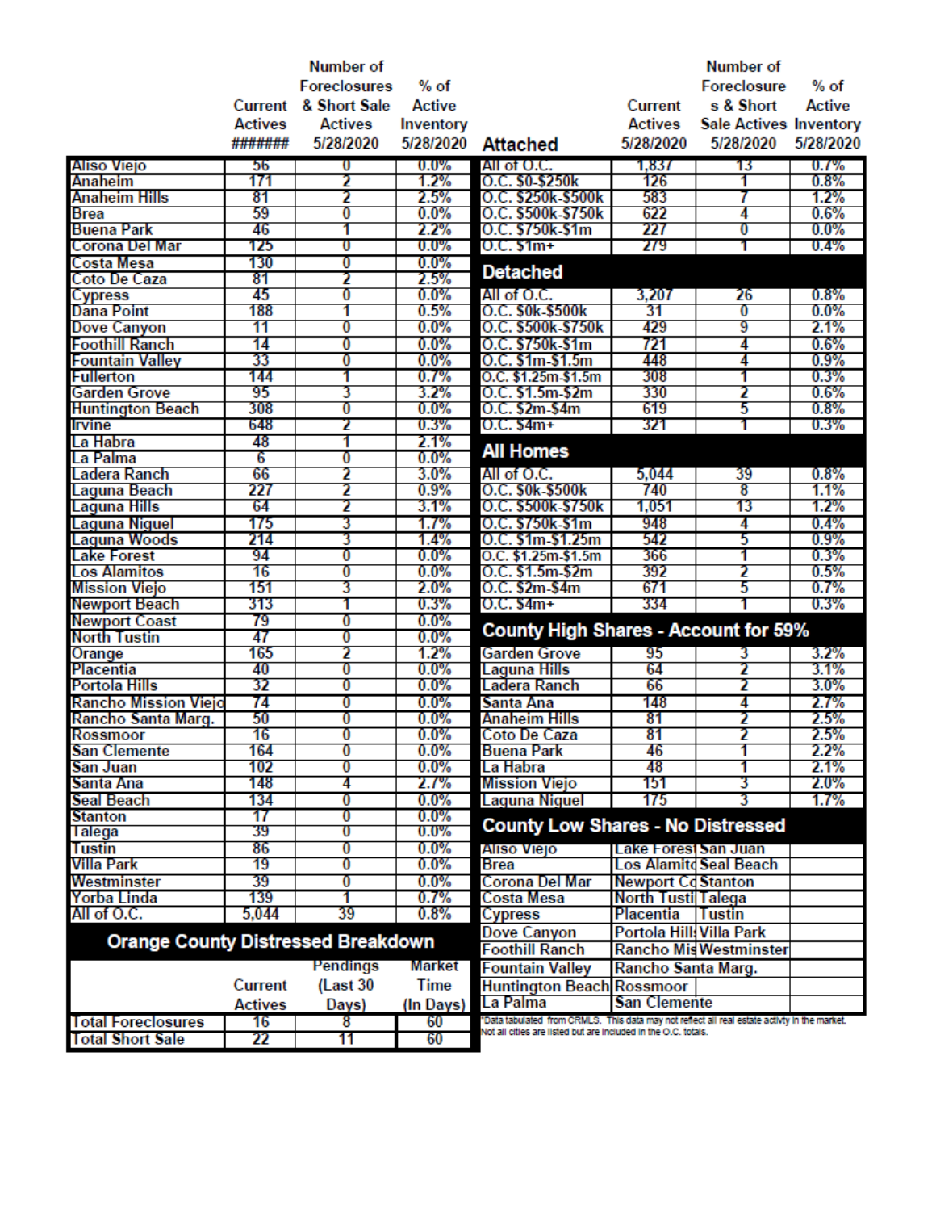| | Current Actives ####### | Number of Foreclosures & Short Sale Actives 5/28/2020 | % of Active Inventory 5/28/2020 |
|---|---|---|---|
| Aliso Viejo | 56 | 0 | 0.0% |
| Anaheim | 171 | 2 | 1.2% |
| Anaheim Hills | 81 | 2 | 2.5% |
| Brea | 59 | 0 | 0.0% |
| Buena Park | 46 | 1 | 2.2% |
| Corona Del Mar | 125 | 0 | 0.0% |
| Costa Mesa | 130 | 0 | 0.0% |
| Coto De Caza | 81 | 2 | 2.5% |
| Cypress | 45 | 0 | 0.0% |
| Dana Point | 188 | 1 | 0.5% |
| Dove Canyon | 11 | 0 | 0.0% |
| Foothill Ranch | 14 | 0 | 0.0% |
| Fountain Valley | 33 | 0 | 0.0% |
| Fullerton | 144 | 1 | 0.7% |
| Garden Grove | 95 | 3 | 3.2% |
| Huntington Beach | 308 | 0 | 0.0% |
| Irvine | 648 | 2 | 0.3% |
| La Habra | 48 | 1 | 2.1% |
| La Palma | 6 | 0 | 0.0% |
| Ladera Ranch | 66 | 2 | 3.0% |
| Laguna Beach | 227 | 2 | 0.9% |
| Laguna Hills | 64 | 2 | 3.1% |
| Laguna Niguel | 175 | 3 | 1.7% |
| Laguna Woods | 214 | 3 | 1.4% |
| Lake Forest | 94 | 0 | 0.0% |
| Los Alamitos | 16 | 0 | 0.0% |
| Mission Viejo | 151 | 3 | 2.0% |
| Newport Beach | 313 | 1 | 0.3% |
| Newport Coast | 79 | 0 | 0.0% |
| North Tustin | 47 | 0 | 0.0% |
| Orange | 165 | 2 | 1.2% |
| Placentia | 40 | 0 | 0.0% |
| Portola Hills | 32 | 0 | 0.0% |
| Rancho Mission Viejo | 74 | 0 | 0.0% |
| Rancho Santa Marg. | 50 | 0 | 0.0% |
| Rossmoor | 16 | 0 | 0.0% |
| San Clemente | 164 | 0 | 0.0% |
| San Juan | 102 | 0 | 0.0% |
| Santa Ana | 148 | 4 | 2.7% |
| Seal Beach | 134 | 0 | 0.0% |
| Stanton | 17 | 0 | 0.0% |
| Talega | 39 | 0 | 0.0% |
| Tustin | 86 | 0 | 0.0% |
| Villa Park | 19 | 0 | 0.0% |
| Westminster | 39 | 0 | 0.0% |
| Yorba Linda | 139 | 1 | 0.7% |
| All of O.C. | 5,044 | 39 | 0.8% |

## Orange County Distressed Breakdown

| | Current Actives | Pendings (Last 30 Days) | Market Time (In Days) |
|---|---|---|---|
| Total Foreclosures | 16 | 8 | 60 |
| Total Short Sale | 22 | 11 | 60 |

| Attached | Current Actives 5/28/2020 | Number of Foreclosures & Short Sale Actives 5/28/2020 | % of Active Inventory 5/28/2020 |
|---|---|---|---|
| All of O.C. | 1,837 | 13 | 0.7% |
| O.C. $0-$250k | 126 | 1 | 0.8% |
| O.C. $250k-$500k | 583 | 7 | 1.2% |
| O.C. $500k-$750k | 622 | 4 | 0.6% |
| O.C. $750k-$1m | 227 | 0 | 0.0% |
| O.C. $1m+ | 279 | 1 | 0.4% |

## Detached

| | | | |
|---|---|---|---|
| All of O.C. | 3,207 | 26 | 0.8% |
| O.C. $0k-$500k | 31 | 0 | 0.0% |
| O.C. $500k-$750k | 429 | 9 | 2.1% |
| O.C. $750k-$1m | 721 | 4 | 0.6% |
| O.C. $1m-$1.5m | 448 | 4 | 0.9% |
| O.C. $1.25m-$1.5m | 308 | 1 | 0.3% |
| O.C. $1.5m-$2m | 330 | 2 | 0.6% |
| O.C. $2m-$4m | 619 | 5 | 0.8% |
| O.C. $4m+ | 321 | 1 | 0.3% |

## All Homes

| | | | |
|---|---|---|---|
| All of O.C. | 5,044 | 39 | 0.8% |
| O.C. $0k-$500k | 740 | 8 | 1.1% |
| O.C. $500k-$750k | 1,051 | 13 | 1.2% |
| O.C. $750k-$1m | 948 | 4 | 0.4% |
| O.C. $1m-$1.25m | 542 | 5 | 0.9% |
| O.C. $1.25m-$1.5m | 366 | 1 | 0.3% |
| O.C. $1.5m-$2m | 392 | 2 | 0.5% |
| O.C. $2m-$4m | 671 | 5 | 0.7% |
| O.C. $4m+ | 334 | 1 | 0.3% |

## County High Shares - Account for 59%

| | | | |
|---|---|---|---|
| Garden Grove | 95 | 3 | 3.2% |
| Laguna Hills | 64 | 2 | 3.1% |
| Ladera Ranch | 66 | 2 | 3.0% |
| Santa Ana | 148 | 4 | 2.7% |
| Anaheim Hills | 81 | 2 | 2.5% |
| Coto De Caza | 81 | 2 | 2.5% |
| Buena Park | 46 | 1 | 2.2% |
| La Habra | 48 | 1 | 2.1% |
| Mission Viejo | 151 | 3 | 2.0% |
| Laguna Niguel | 175 | 3 | 1.7% |

## County Low Shares - No Distressed

| | | | |
|---|---|---|---|
| Aliso Viejo | Lake Forest | San Juan | |
| Brea | Los Alamitos | Seal Beach | |
| Corona Del Mar | Newport Coast | Stanton | |
| Costa Mesa | North Tustin | Talega | |
| Cypress | Placentia | Tustin | |
| Dove Canyon | Portola Hills | Villa Park | |
| Foothill Ranch | Rancho Mission Viejo | Westminster | |
| Fountain Valley | Rancho Santa Marg. | | |
| Huntington Beach | Rossmoor | | |
| La Palma | San Clemente | | |

*Data tabulated from CRMLS. This data may not reflect all real estate activity in the market. Not all cities are listed but are included in the O.C. totals.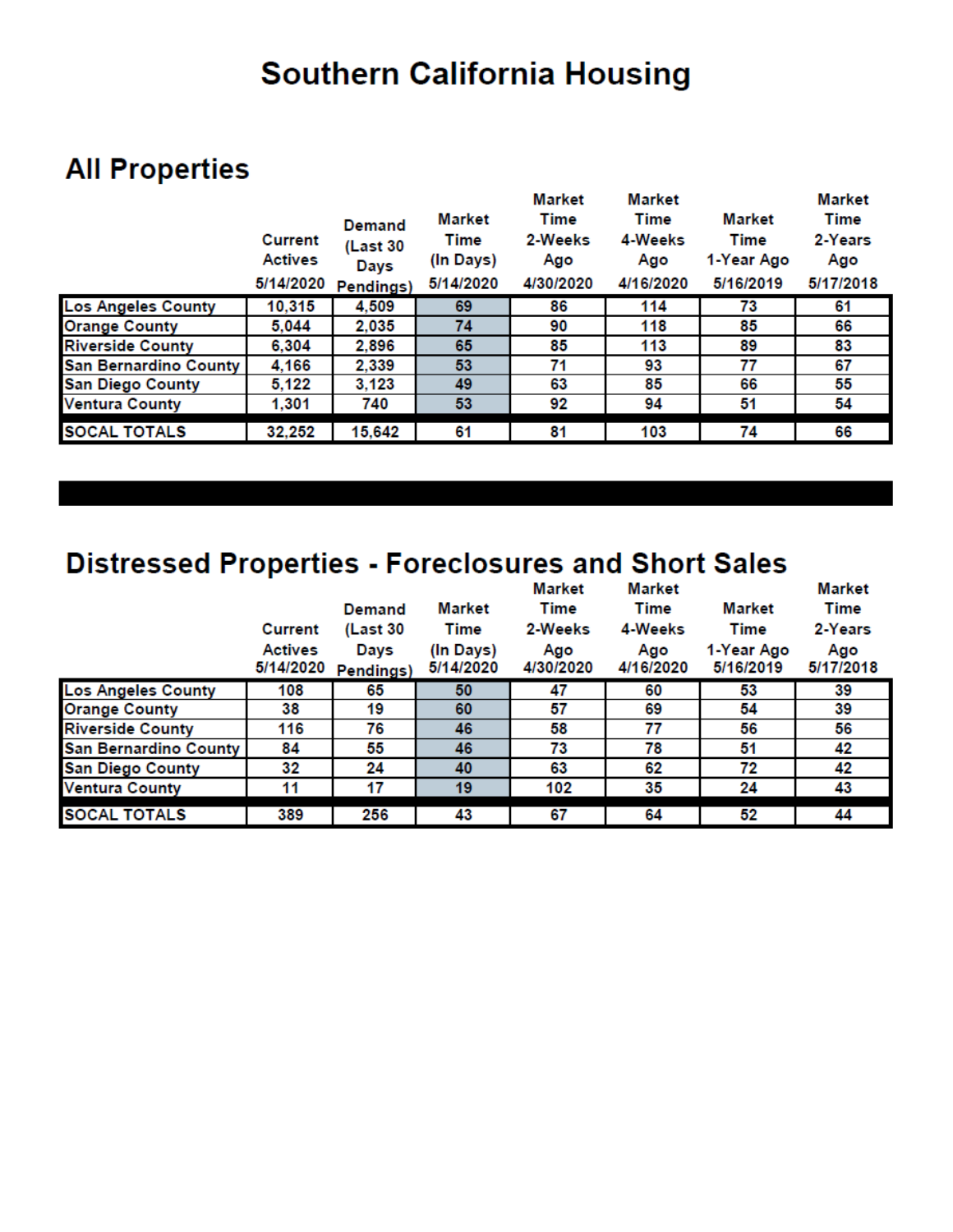# Southern California Housing

## All Properties

| | Current Actives 5/14/2020 | Demand (Last 30 Days Pendings) | Market Time (In Days) 5/14/2020 | Market Time 2-Weeks Ago 4/30/2020 | Market Time 4-Weeks Ago 4/16/2020 | Market Time 1-Year Ago 5/16/2019 | Market Time 2-Years Ago 5/17/2018 |
|---|---|---|---|---|---|---|---|
| Los Angeles County | 10,315 | 4,509 | 69 | 86 | 114 | 73 | 61 |
| Orange County | 5,044 | 2,035 | 74 | 90 | 118 | 85 | 66 |
| Riverside County | 6,304 | 2,896 | 65 | 85 | 113 | 89 | 83 |
| San Bernardino County | 4,166 | 2,339 | 53 | 71 | 93 | 77 | 67 |
| San Diego County | 5,122 | 3,123 | 49 | 63 | 85 | 66 | 55 |
| Ventura County | 1,301 | 740 | 53 | 92 | 94 | 51 | 54 |
| SOCAL TOTALS | 32,252 | 15,642 | 61 | 81 | 103 | 74 | 66 |

## Distressed Properties - Foreclosures and Short Sales

| | Current Actives 5/14/2020 | Demand (Last 30 Days Pendings) | Market Time (In Days) 5/14/2020 | Market Time 2-Weeks Ago 4/30/2020 | Market Time 4-Weeks Ago 4/16/2020 | Market Time 1-Year Ago 5/16/2019 | Market Time 2-Years Ago 5/17/2018 |
|---|---|---|---|---|---|---|---|
| Los Angeles County | 108 | 65 | 50 | 47 | 60 | 53 | 39 |
| Orange County | 38 | 19 | 60 | 57 | 69 | 54 | 39 |
| Riverside County | 116 | 76 | 46 | 58 | 77 | 56 | 56 |
| San Bernardino County | 84 | 55 | 46 | 73 | 78 | 51 | 42 |
| San Diego County | 32 | 24 | 40 | 63 | 62 | 72 | 42 |
| Ventura County | 11 | 17 | 19 | 102 | 35 | 24 | 43 |
| SOCAL TOTALS | 389 | 256 | 43 | 67 | 64 | 52 | 44 |